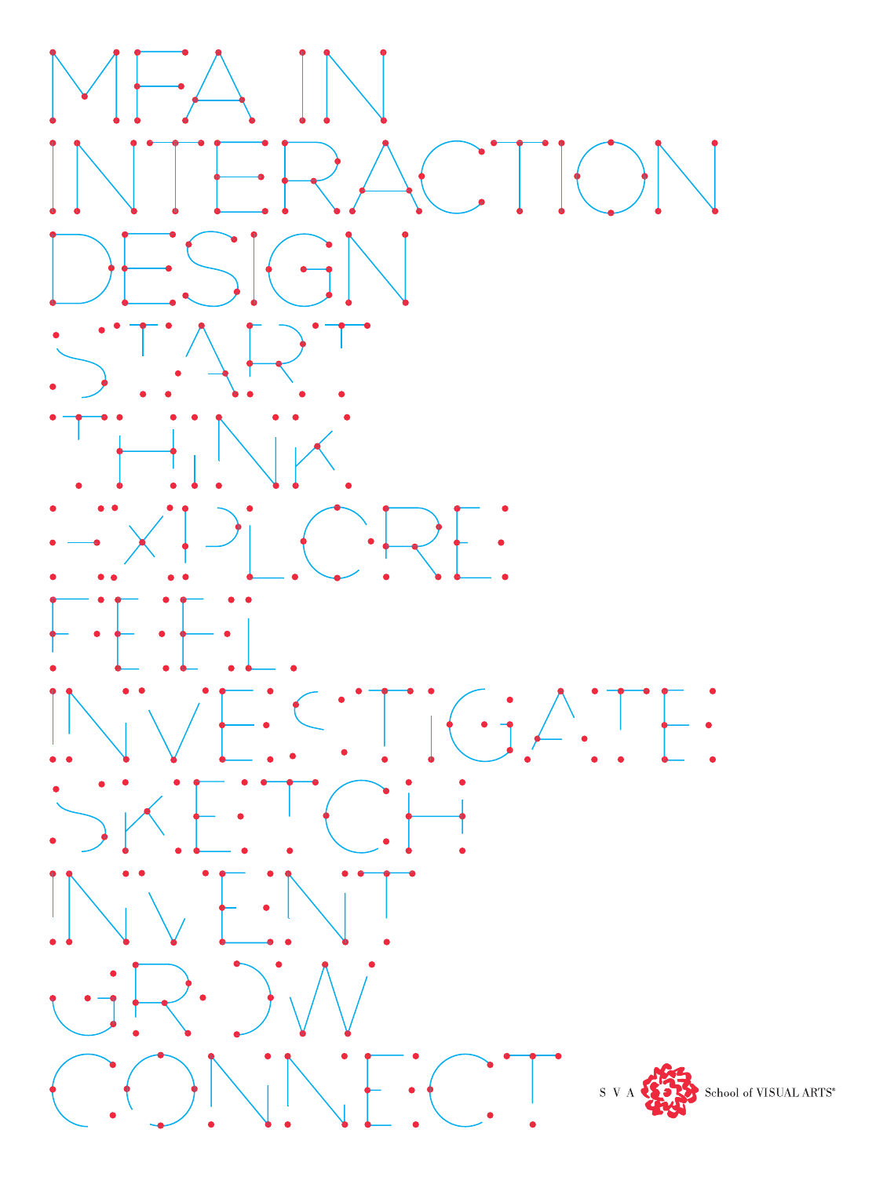# MFA IN INTERACTION DESIGN

START

THINK

EXPLORE

FEEL

INVESTIGATE

SKETCH

INVENT

GROW

CONNECT

S V A School of VISUAL ARTS®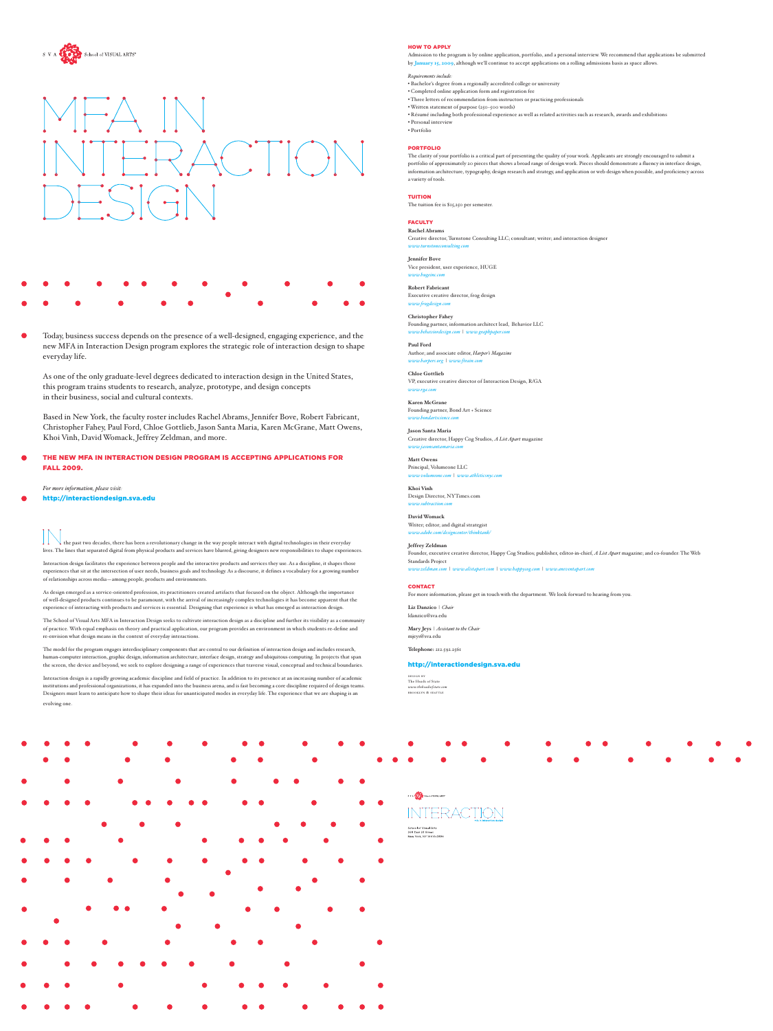S V A School of VISUAL ARTS®

# MFA IN INTERACTION DESIGN

Today, business success depends on the presence of a well-designed, engaging experience, and the new MFA in Interaction Design program explores the strategic role of interaction design to shape everyday life.

As one of the only graduate-level degrees dedicated to interaction design in the United States, this program trains students to research, analyze, prototype, and design concepts in their business, social and cultural contexts.

Based in New York, the faculty roster includes Rachel Abrams, Jennifer Bove, Robert Fabricant, Christopher Fahey, Paul Ford, Chloe Gottlieb, Jason Santa Maria, Karen McGrane, Matt Owens, Khoi Vinh, David Womack, Jeffrey Zeldman, and more.

**THE NEW MFA IN INTERACTION DESIGN PROGRAM IS ACCEPTING APPLICATIONS FOR FALL 2009.**

*For more information, please visit:*

**http://interactiondesign.sva.edu**

IN the past two decades, there has been a revolutionary change in the way people interact with digital technologies in their everyday lives. The lines that separated digital from physical products and services have blurred, giving designers new responsibilities to shape experiences.

Interaction design facilitates the experience between people and the interactive products and services they use. As a discipline, it shapes those experiences that sit at the intersection of user needs, business goals and technology. As a discourse, it defines a vocabulary for a growing number of relationships across media—among people, products and environments.

As design emerged as a service-oriented profession, its practitioners created artifacts that focused on the object. Although the importance of well-designed products continues to be paramount, with the arrival of increasingly complex technologies it has become apparent that the experience of interacting with products and services is essential. Designing that experience is what has emerged as interaction design.

The School of Visual Arts MFA in Interaction Design seeks to cultivate interaction design as a discipline and further its visibility as a community of practice. With equal emphasis on theory and practical application, our program provides an environment in which students re-define and re-envision what design means in the context of everyday interactions.

The model for the program engages interdisciplinary components that are central to our definition of interaction design and includes research, human-computer interaction, graphic design, information architecture, interface design, strategy and ubiquitous computing. In projects that span the screen, the device and beyond, we seek to explore designing a range of experiences that traverse visual, conceptual and technical boundaries.

Interaction design is a rapidly growing academic discipline and field of practice. In addition to its presence at an increasing number of academic institutions and professional organizations, it has expanded into the business arena, and is fast becoming a core discipline required of design teams. Designers must learn to anticipate how to shape their ideas for unanticipated modes in everyday life. The experience that we are shaping is an evolving one.

## HOW TO APPLY

Admission to the program is by online application, portfolio, and a personal interview. We recommend that applications be submitted by **January 15, 2009**, although we'll continue to accept applications on a rolling admissions basis as space allows.

*Requirements include:*

- Bachelor's degree from a regionally accredited college or university
- Completed online application form and registration fee
- Three letters of recommendation from instructors or practicing professionals
- Written statement of purpose (250–500 words)
- Résumé including both professional experience as well as related activities such as research, awards and exhibitions
- Personal interview
- Portfolio

## PORTFOLIO

The clarity of your portfolio is a critical part of presenting the quality of your work. Applicants are strongly encouraged to submit a portfolio of approximately 20 pieces that shows a broad range of design work. Pieces should demonstrate a fluency in interface design, information architecture, typography, design research and strategy, and application or web design when possible, and proficiency across a variety of tools.

## TUITION

The tuition fee is $15,250 per semester.

## FACULTY

**Rachel Abrams**
Creative director, Turnstone Consulting LLC; consultant; writer; and interaction designer
*www.turnstoneconsulting.com*

**Jennifer Bove**
Vice president, user experience, HUGE
*www.hugeinc.com*

**Robert Fabricant**
Executive creative director, frog design
*www.frogdesign.com*

**Christopher Fahey**
Founding partner, information architect lead, Behavior LLC
*www.behaviordesign.com | www.graphpaper.com*

**Paul Ford**
Author; and associate editor, *Harper's Magazine*
*www.harpers.org | www.ftrain.com*

**Chloe Gottlieb**
VP, executive creative director of Interaction Design, R/GA
*www.rga.com*

**Karen McGrane**
Founding partner, Bond Art + Science
*www.bondartscience.com*

**Jason Santa Maria**
Creative director, Happy Cog Studios, *A List Apart* magazine
*www.jasonsantamaria.com*

**Matt Owens**
Principal, Volumeone LLC
*www.volumeone.com | www.athleticsnyc.com*

**Khoi Vinh**
Design Director, NYTimes.com
*www.subtraction.com*

**David Womack**
Writer; editor; and digital strategist
*www.adobe.com/designcenter/thinktank/*

**Jeffrey Zeldman**
Founder, executive creative director, Happy Cog Studios; publisher, editor-in-chief, *A List Apart* magazine; and co-founder: The Web Standards Project
*www.zeldman.com | www.alistapart.com | www.happycog.com | www.aneventapart.com*

## CONTACT

For more information, please get in touch with the department. We look forward to hearing from you.

**Liz Danzico** | *Chair*
ldanzico@sva.edu

**Mary Jeys** | *Assistant to the Chair*
mjeys@sva.edu

**Telephone:** 212.592.2561

**http://interactiondesign.sva.edu**

DESIGN BY
The Heads of State
*www.theheadsofstate.com*
BROOKLYN & SEATTLE

S V A School of VISUAL ARTS

INTERACTION
MFA IN INTERACTION DESIGN

School of Visual Arts
209 East 23 Street
New York, NY 10010-3994